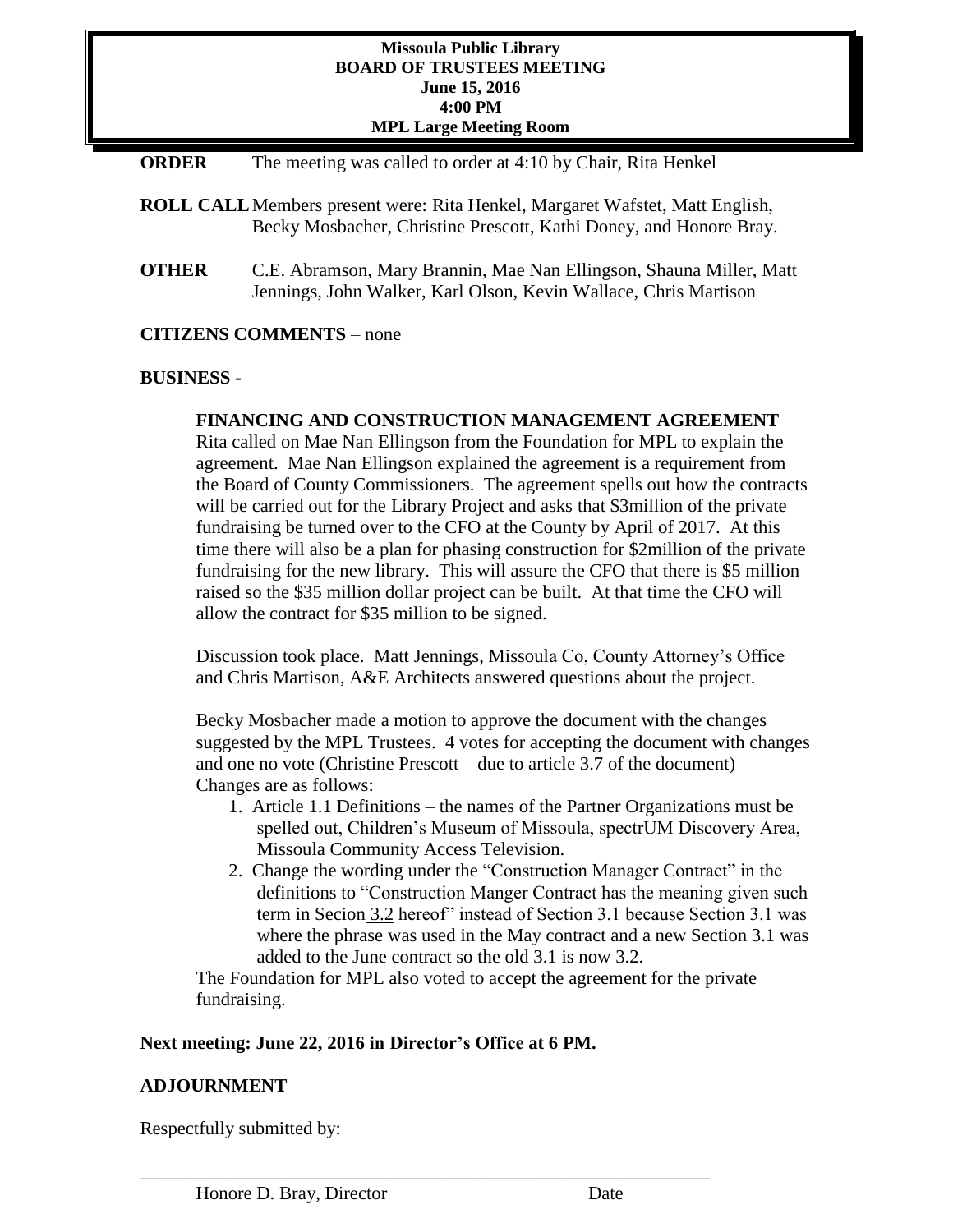**Missoula Public Library**
**BOARD OF TRUSTEES MEETING**
**June 15, 2016**
**4:00 PM**
**MPL Large Meeting Room**

**ORDER** The meeting was called to order at 4:10 by Chair, Rita Henkel

**ROLL CALL** Members present were: Rita Henkel, Margaret Wafstet, Matt English, Becky Mosbacher, Christine Prescott, Kathi Doney, and Honore Bray.

**OTHER** C.E. Abramson, Mary Brannin, Mae Nan Ellingson, Shauna Miller, Matt Jennings, John Walker, Karl Olson, Kevin Wallace, Chris Martison

**CITIZENS COMMENTS** – none

**BUSINESS -**

**FINANCING AND CONSTRUCTION MANAGEMENT AGREEMENT**

Rita called on Mae Nan Ellingson from the Foundation for MPL to explain the agreement. Mae Nan Ellingson explained the agreement is a requirement from the Board of County Commissioners. The agreement spells out how the contracts will be carried out for the Library Project and asks that $3million of the private fundraising be turned over to the CFO at the County by April of 2017. At this time there will also be a plan for phasing construction for $2million of the private fundraising for the new library. This will assure the CFO that there is $5 million raised so the $35 million dollar project can be built. At that time the CFO will allow the contract for $35 million to be signed.

Discussion took place. Matt Jennings, Missoula Co, County Attorney's Office and Chris Martison, A&E Architects answered questions about the project.

Becky Mosbacher made a motion to approve the document with the changes suggested by the MPL Trustees. 4 votes for accepting the document with changes and one no vote (Christine Prescott – due to article 3.7 of the document) Changes are as follows:

1. Article 1.1 Definitions – the names of the Partner Organizations must be spelled out, Children's Museum of Missoula, spectrUM Discovery Area, Missoula Community Access Television.
2. Change the wording under the "Construction Manager Contract" in the definitions to "Construction Manger Contract has the meaning given such term in Secion 3.2 hereof" instead of Section 3.1 because Section 3.1 was where the phrase was used in the May contract and a new Section 3.1 was added to the June contract so the old 3.1 is now 3.2.

The Foundation for MPL also voted to accept the agreement for the private fundraising.

**Next meeting: June 22, 2016 in Director's Office at 6 PM.**

**ADJOURNMENT**

Respectfully submitted by:

\_\_\_\_\_\_\_\_\_\_\_\_\_\_\_\_\_\_\_\_\_\_\_\_\_\_\_\_\_\_\_\_\_\_\_\_\_\_\_\_\_\_\_\_\_\_\_\_\_\_\_\_\_\_\_\_

Honore D. Bray, Director                                        Date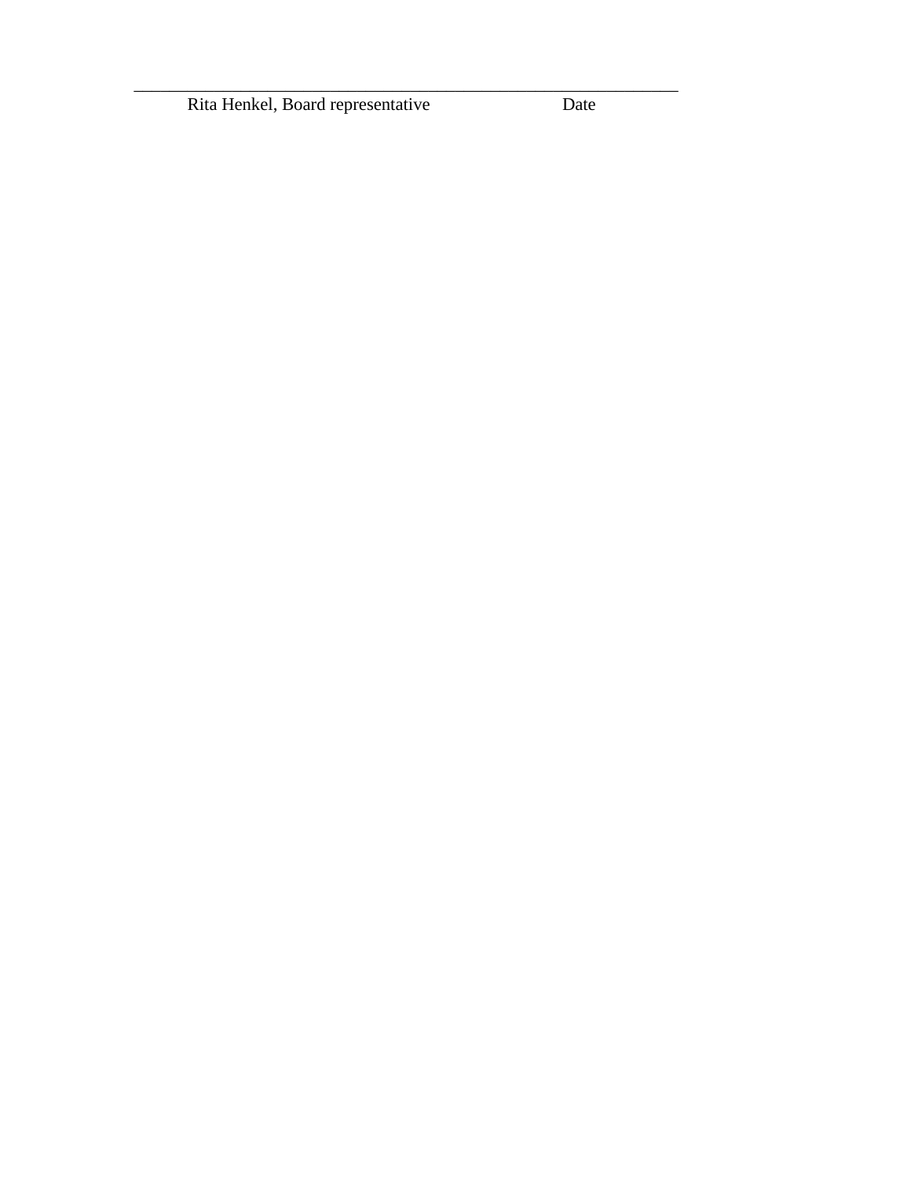\_\_\_\_\_\_\_\_\_\_\_\_\_\_\_\_\_\_\_\_\_\_\_\_\_\_\_\_\_\_\_\_\_\_\_\_\_\_\_\_\_\_\_\_\_\_\_\_\_\_\_\_\_\_\_\_

Rita Henkel, Board representative Date